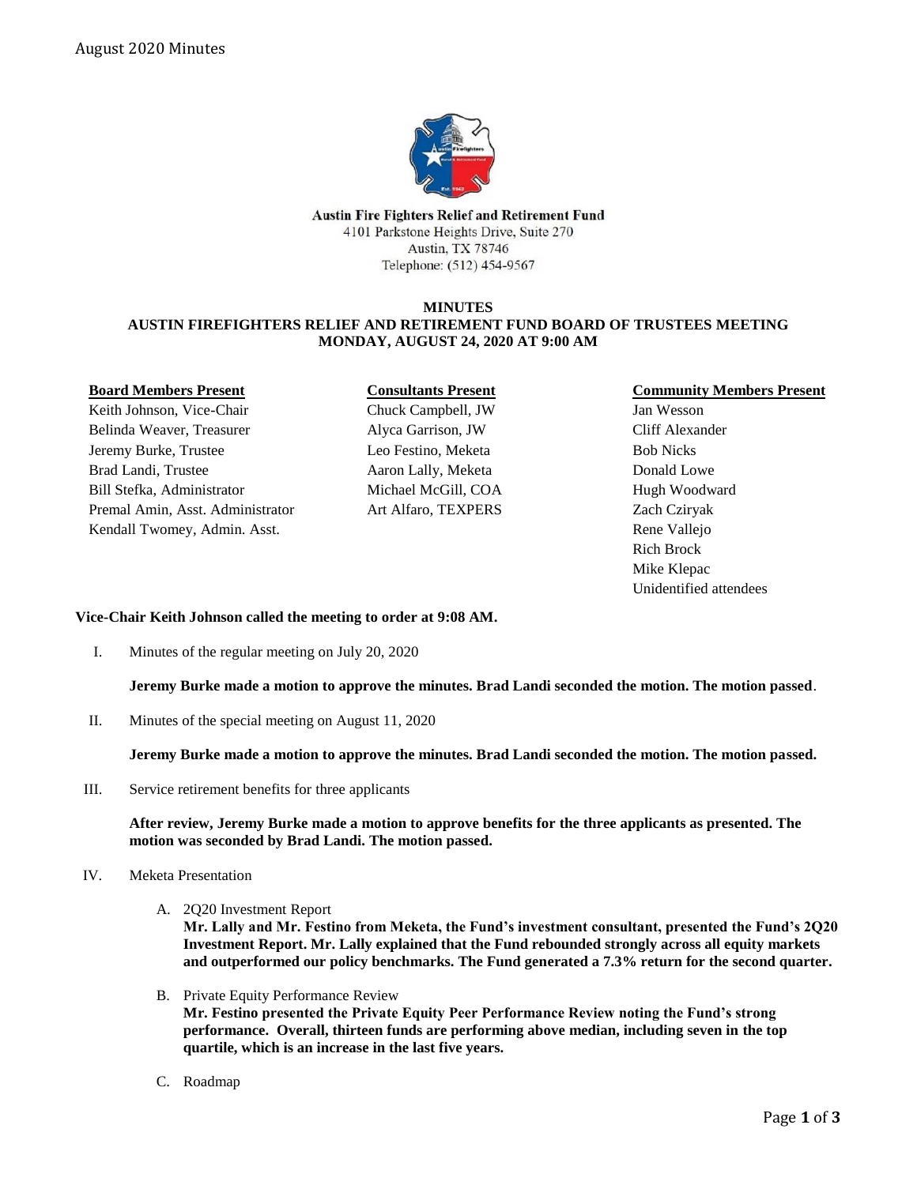Austin Fire Fighters Relief and Retirement Fund
4101 Parkstone Heights Drive, Suite 270
Austin, TX 78746
Telephone: (512) 454-9567

**MINUTES**
**AUSTIN FIREFIGHTERS RELIEF AND RETIREMENT FUND BOARD OF TRUSTEES MEETING**
**MONDAY, AUGUST 24, 2020 AT 9:00 AM**

| Board Members Present | Consultants Present | Community Members Present |
|---|---|---|
| Keith Johnson, Vice-Chair | Chuck Campbell, JW | Jan Wesson |
| Belinda Weaver, Treasurer | Alyca Garrison, JW | Cliff Alexander |
| Jeremy Burke, Trustee | Leo Festino, Meketa | Bob Nicks |
| Brad Landi, Trustee | Aaron Lally, Meketa | Donald Lowe |
| Bill Stefka, Administrator | Michael McGill, COA | Hugh Woodward |
| Premal Amin, Asst. Administrator | Art Alfaro, TEXPERS | Zach Cziryak |
| Kendall Twomey, Admin. Asst. | | Rene Vallejo |
| | | Rich Brock |
| | | Mike Klepac |
| | | Unidentified attendees |

**Vice-Chair Keith Johnson called the meeting to order at 9:08 AM.**

I. Minutes of the regular meeting on July 20, 2020

**Jeremy Burke made a motion to approve the minutes. Brad Landi seconded the motion. The motion passed**.

II. Minutes of the special meeting on August 11, 2020

**Jeremy Burke made a motion to approve the minutes. Brad Landi seconded the motion. The motion passed.**

III. Service retirement benefits for three applicants

**After review, Jeremy Burke made a motion to approve benefits for the three applicants as presented. The motion was seconded by Brad Landi. The motion passed.**

IV. Meketa Presentation

A. 2Q20 Investment Report
**Mr. Lally and Mr. Festino from Meketa, the Fund's investment consultant, presented the Fund's 2Q20 Investment Report. Mr. Lally explained that the Fund rebounded strongly across all equity markets and outperformed our policy benchmarks. The Fund generated a 7.3% return for the second quarter.**

B. Private Equity Performance Review
**Mr. Festino presented the Private Equity Peer Performance Review noting the Fund's strong performance. Overall, thirteen funds are performing above median, including seven in the top quartile, which is an increase in the last five years.**

C. Roadmap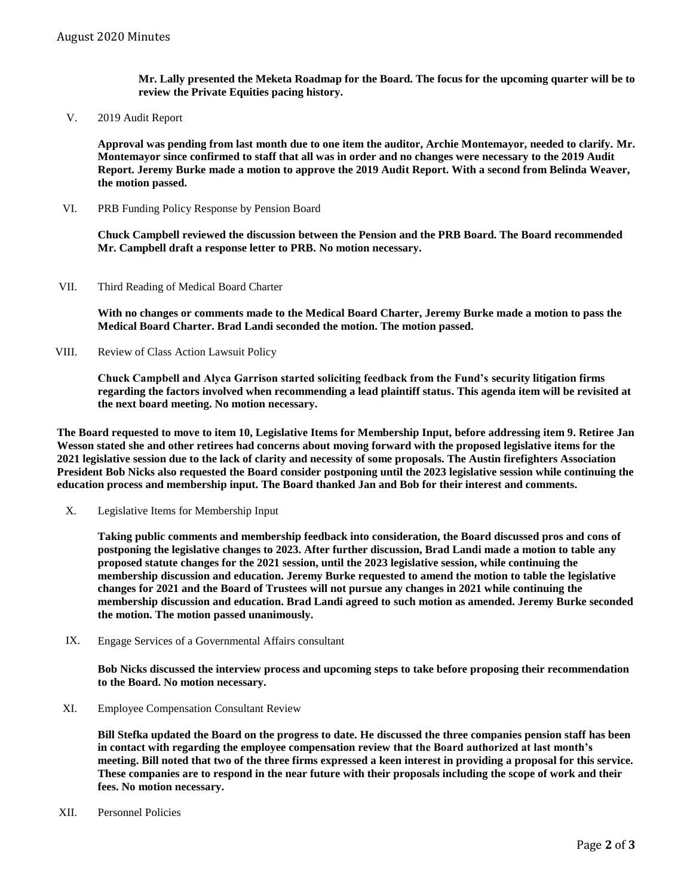**Mr. Lally presented the Meketa Roadmap for the Board. The focus for the upcoming quarter will be to review the Private Equities pacing history.**

V. 2019 Audit Report

**Approval was pending from last month due to one item the auditor, Archie Montemayor, needed to clarify. Mr. Montemayor since confirmed to staff that all was in order and no changes were necessary to the 2019 Audit Report. Jeremy Burke made a motion to approve the 2019 Audit Report. With a second from Belinda Weaver, the motion passed.**

VI. PRB Funding Policy Response by Pension Board

**Chuck Campbell reviewed the discussion between the Pension and the PRB Board. The Board recommended Mr. Campbell draft a response letter to PRB. No motion necessary.**

VII. Third Reading of Medical Board Charter

**With no changes or comments made to the Medical Board Charter, Jeremy Burke made a motion to pass the Medical Board Charter. Brad Landi seconded the motion. The motion passed.**

VIII. Review of Class Action Lawsuit Policy

**Chuck Campbell and Alyca Garrison started soliciting feedback from the Fund's security litigation firms regarding the factors involved when recommending a lead plaintiff status. This agenda item will be revisited at the next board meeting. No motion necessary.**

**The Board requested to move to item 10, Legislative Items for Membership Input, before addressing item 9. Retiree Jan Wesson stated she and other retirees had concerns about moving forward with the proposed legislative items for the 2021 legislative session due to the lack of clarity and necessity of some proposals. The Austin firefighters Association President Bob Nicks also requested the Board consider postponing until the 2023 legislative session while continuing the education process and membership input. The Board thanked Jan and Bob for their interest and comments.**

X. Legislative Items for Membership Input

**Taking public comments and membership feedback into consideration, the Board discussed pros and cons of postponing the legislative changes to 2023. After further discussion, Brad Landi made a motion to table any proposed statute changes for the 2021 session, until the 2023 legislative session, while continuing the membership discussion and education. Jeremy Burke requested to amend the motion to table the legislative changes for 2021 and the Board of Trustees will not pursue any changes in 2021 while continuing the membership discussion and education. Brad Landi agreed to such motion as amended. Jeremy Burke seconded the motion. The motion passed unanimously.**

IX. Engage Services of a Governmental Affairs consultant

**Bob Nicks discussed the interview process and upcoming steps to take before proposing their recommendation to the Board. No motion necessary.**

XI. Employee Compensation Consultant Review

**Bill Stefka updated the Board on the progress to date. He discussed the three companies pension staff has been in contact with regarding the employee compensation review that the Board authorized at last month's meeting. Bill noted that two of the three firms expressed a keen interest in providing a proposal for this service. These companies are to respond in the near future with their proposals including the scope of work and their fees. No motion necessary.**

XII. Personnel Policies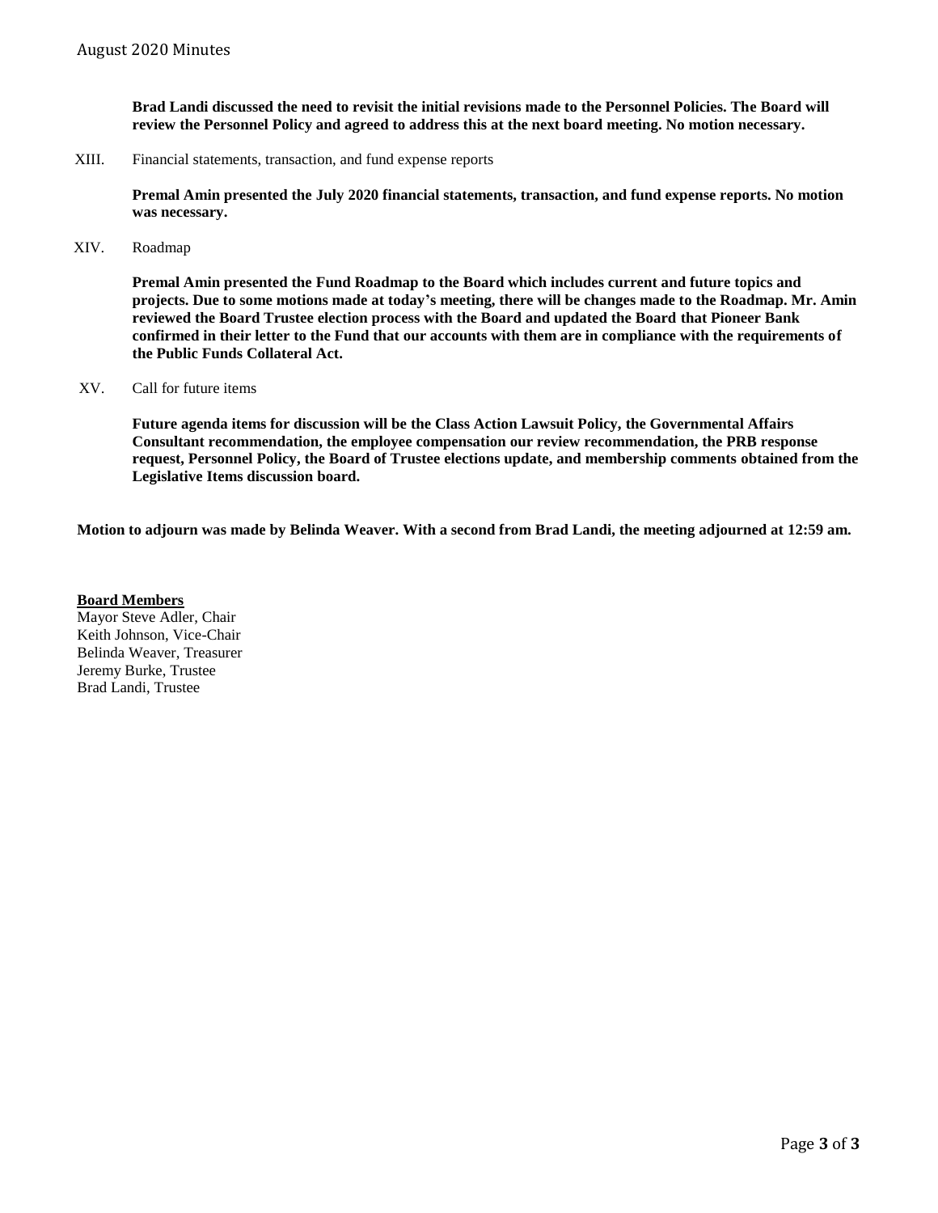**Brad Landi discussed the need to revisit the initial revisions made to the Personnel Policies. The Board will review the Personnel Policy and agreed to address this at the next board meeting. No motion necessary.**

XIII. Financial statements, transaction, and fund expense reports

**Premal Amin presented the July 2020 financial statements, transaction, and fund expense reports. No motion was necessary.**

XIV. Roadmap

**Premal Amin presented the Fund Roadmap to the Board which includes current and future topics and projects. Due to some motions made at today's meeting, there will be changes made to the Roadmap. Mr. Amin reviewed the Board Trustee election process with the Board and updated the Board that Pioneer Bank confirmed in their letter to the Fund that our accounts with them are in compliance with the requirements of the Public Funds Collateral Act.**

XV. Call for future items

**Future agenda items for discussion will be the Class Action Lawsuit Policy, the Governmental Affairs Consultant recommendation, the employee compensation our review recommendation, the PRB response request, Personnel Policy, the Board of Trustee elections update, and membership comments obtained from the Legislative Items discussion board.**

**Motion to adjourn was made by Belinda Weaver. With a second from Brad Landi, the meeting adjourned at 12:59 am.**

**Board Members**

Mayor Steve Adler, Chair
Keith Johnson, Vice-Chair
Belinda Weaver, Treasurer
Jeremy Burke, Trustee
Brad Landi, Trustee